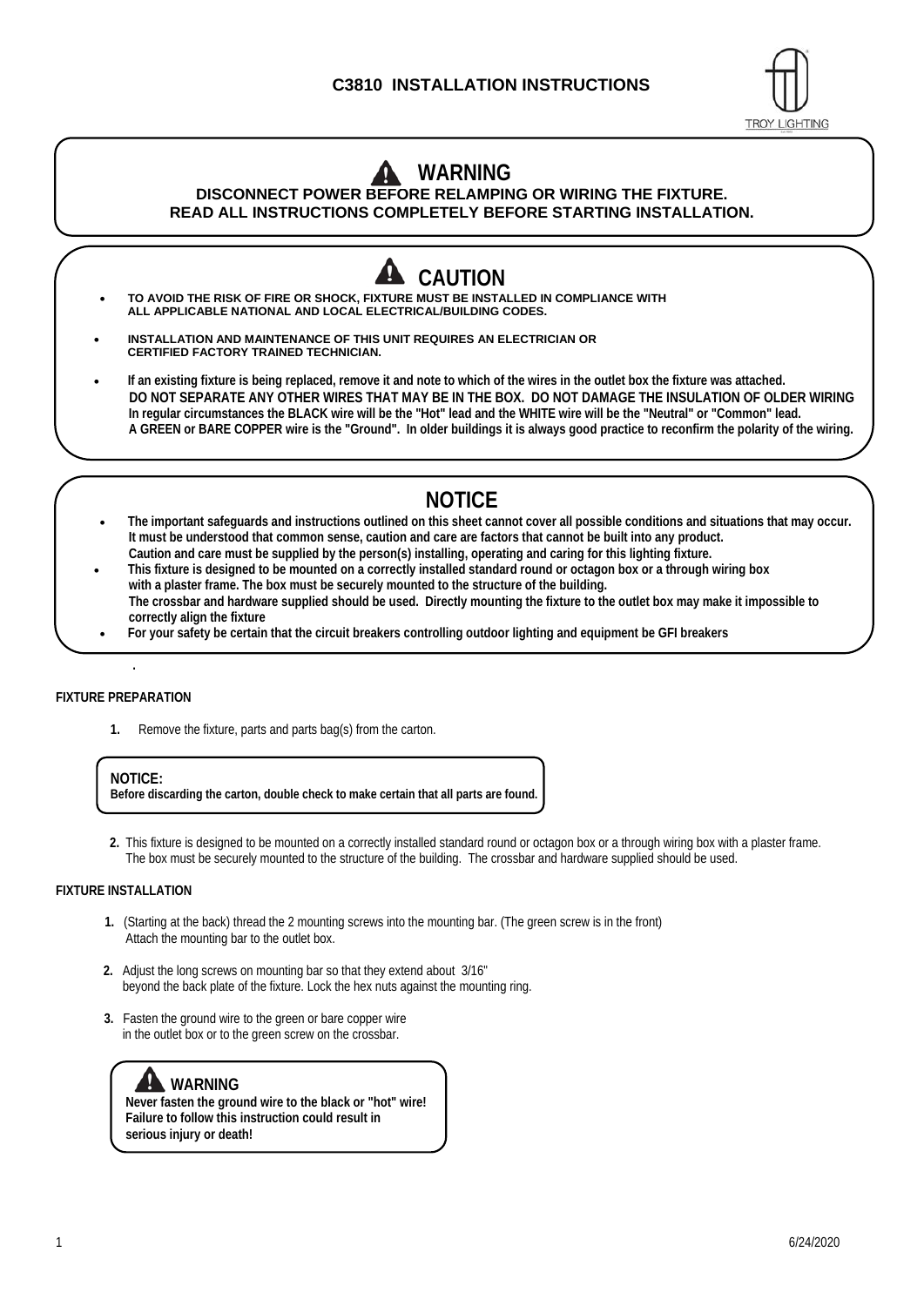# C3810 INSTALLATION INSTRUCTIONS

TROY LIGHTING

## WARNING

**DISCONNECT POWER BEFORE RELAMPING OR WIRING THE FIXTURE.**
**READ ALL INSTRUCTIONS COMPLETELY BEFORE STARTING INSTALLATION.**

## CAUTION

- **TO AVOID THE RISK OF FIRE OR SHOCK, FIXTURE MUST BE INSTALLED IN COMPLIANCE WITH ALL APPLICABLE NATIONAL AND LOCAL ELECTRICAL/BUILDING CODES.**
- **INSTALLATION AND MAINTENANCE OF THIS UNIT REQUIRES AN ELECTRICIAN OR CERTIFIED FACTORY TRAINED TECHNICIAN.**
- **If an existing fixture is being replaced, remove it and note to which of the wires in the outlet box the fixture was attached. DO NOT SEPARATE ANY OTHER WIRES THAT MAY BE IN THE BOX. DO NOT DAMAGE THE INSULATION OF OLDER WIRING In regular circumstances the BLACK wire will be the "Hot" lead and the WHITE wire will be the "Neutral" or "Common" lead. A GREEN or BARE COPPER wire is the "Ground". In older buildings it is always good practice to reconfirm the polarity of the wiring.**

## NOTICE

- **The important safeguards and instructions outlined on this sheet cannot cover all possible conditions and situations that may occur. It must be understood that common sense, caution and care are factors that cannot be built into any product. Caution and care must be supplied by the person(s) installing, operating and caring for this lighting fixture.**
- **This fixture is designed to be mounted on a correctly installed standard round or octagon box or a through wiring box with a plaster frame. The box must be securely mounted to the structure of the building. The crossbar and hardware supplied should be used. Directly mounting the fixture to the outlet box may make it impossible to correctly align the fixture**
- **For your safety be certain that the circuit breakers controlling outdoor lighting and equipment be GFI breakers**

.

### FIXTURE PREPARATION

1. Remove the fixture, parts and parts bag(s) from the carton.

> **NOTICE:**
> **Before discarding the carton, double check to make certain that all parts are found.**

2. This fixture is designed to be mounted on a correctly installed standard round or octagon box or a through wiring box with a plaster frame. The box must be securely mounted to the structure of the building. The crossbar and hardware supplied should be used.

### FIXTURE INSTALLATION

1. (Starting at the back) thread the 2 mounting screws into the mounting bar. (The green screw is in the front) Attach the mounting bar to the outlet box.
2. Adjust the long screws on mounting bar so that they extend about 3/16" beyond the back plate of the fixture. Lock the hex nuts against the mounting ring.
3. Fasten the ground wire to the green or bare copper wire in the outlet box or to the green screw on the crossbar.

> **WARNING**
> **Never fasten the ground wire to the black or "hot" wire! Failure to follow this instruction could result in serious injury or death!**

6/24/2020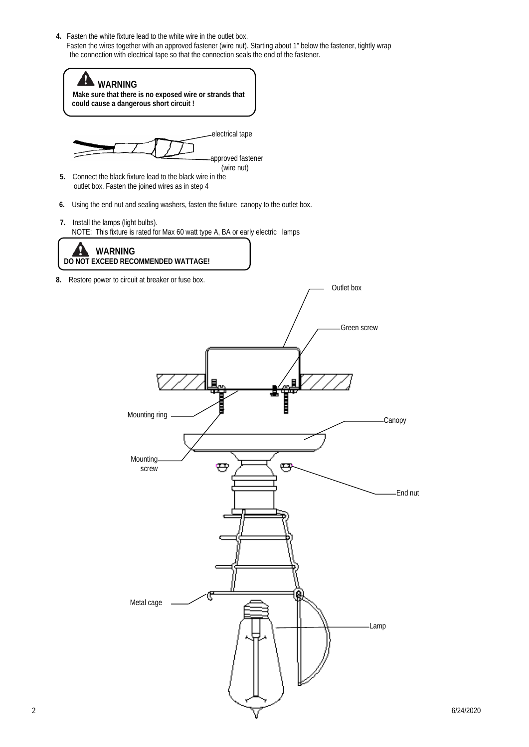**4.** Fasten the white fixture lead to the white wire in the outlet box.
Fasten the wires together with an approved fastener (wire nut). Starting about 1" below the fastener, tightly wrap the connection with electrical tape so that the connection seals the end of the fastener.

**WARNING**
**Make sure that there is no exposed wire or strands that could cause a dangerous short circuit !**

electrical tape

approved fastener
(wire nut)

**5.** Connect the black fixture lead to the black wire in the outlet box. Fasten the joined wires as in step 4

**6.** Using the end nut and sealing washers, fasten the fixture canopy to the outlet box.

**7.** Install the lamps (light bulbs).
NOTE: This fixture is rated for Max 60 watt type A, BA or early electric lamps

**WARNING**
**DO NOT EXCEED RECOMMENDED WATTAGE!**

**8.** Restore power to circuit at breaker or fuse box.

Outlet box

Green screw

Mounting ring

Canopy

Mounting screw

End nut

Metal cage

Lamp

6/24/2020